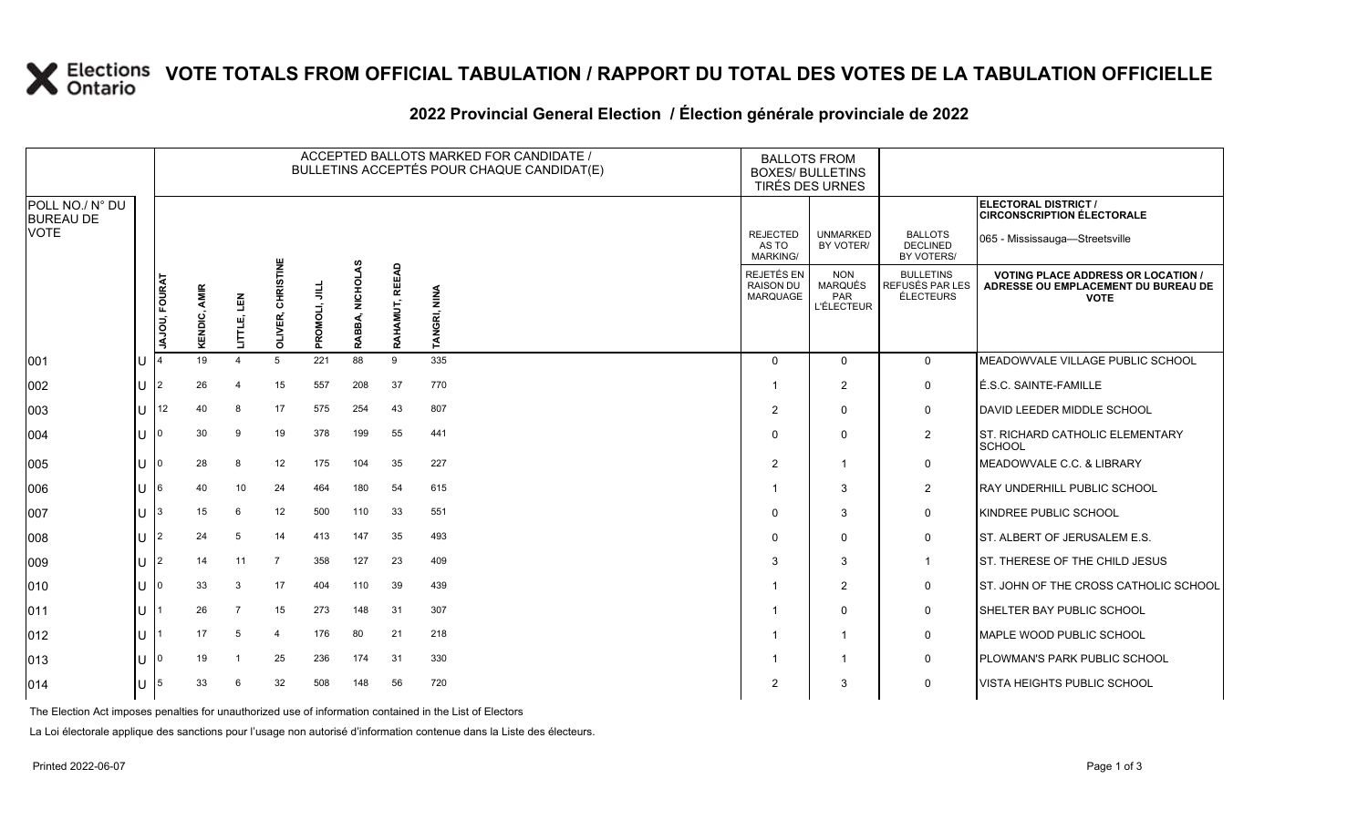# VOTE TOTALS FROM OFFICIAL TABULATION / RAPPORT DU TOTAL DES VOTES DE LA TABULATION OFFICIELLE

## 2022 Provincial General Election / Élection générale provinciale de 2022

ELECTORAL DISTRICT / CIRCONSCRIPTION ÉLECTORALE: 065 - Mississauga—Streetsville

| POLL NO./ N° DU BUREAU DE VOTE | | ACCEPTED BALLOTS MARKED FOR CANDIDATE / BULLETINS ACCEPTÉS POUR CHAQUE CANDIDAT(E) | | | | | | | | BALLOTS FROM BOXES/ BULLETINS TIRÉS DES URNES | | | |
|---|---|---|---|---|---|---|---|---|---|---|---|---|---|
| | | JAJOU, FOURAT | KENDIC, AMIR | LITTLE, LEN | OLIVER, CHRISTINE | PROMOLI, JILL | RABBA, NICHOLAS | RAHAMUT, REEAD | TANGRI, NINA | REJECTED AS TO MARKING/ REJETÉS EN RAISON DU MARQUAGE | UNMARKED BY VOTER/ NON MARQUÉS PAR L'ÉLECTEUR | BALLOTS DECLINED BY VOTERS/ BULLETINS REFUSÉS PAR LES ÉLECTEURS | VOTING PLACE ADDRESS OR LOCATION / ADRESSE OU EMPLACEMENT DU BUREAU DE VOTE |
| 001 | U | 4 | 19 | 4 | 5 | 221 | 88 | 9 | 335 | 0 | 0 | 0 | MEADOWVALE VILLAGE PUBLIC SCHOOL |
| 002 | U | 2 | 26 | 4 | 15 | 557 | 208 | 37 | 770 | 1 | 2 | 0 | É.S.C. SAINTE-FAMILLE |
| 003 | U | 12 | 40 | 8 | 17 | 575 | 254 | 43 | 807 | 2 | 0 | 0 | DAVID LEEDER MIDDLE SCHOOL |
| 004 | U | 0 | 30 | 9 | 19 | 378 | 199 | 55 | 441 | 0 | 0 | 2 | ST. RICHARD CATHOLIC ELEMENTARY SCHOOL |
| 005 | U | 0 | 28 | 8 | 12 | 175 | 104 | 35 | 227 | 2 | 1 | 0 | MEADOWVALE C.C. & LIBRARY |
| 006 | U | 6 | 40 | 10 | 24 | 464 | 180 | 54 | 615 | 1 | 3 | 2 | RAY UNDERHILL PUBLIC SCHOOL |
| 007 | U | 3 | 15 | 6 | 12 | 500 | 110 | 33 | 551 | 0 | 3 | 0 | KINDREE PUBLIC SCHOOL |
| 008 | U | 2 | 24 | 5 | 14 | 413 | 147 | 35 | 493 | 0 | 0 | 0 | ST. ALBERT OF JERUSALEM E.S. |
| 009 | U | 2 | 14 | 11 | 7 | 358 | 127 | 23 | 409 | 3 | 3 | 1 | ST. THERESE OF THE CHILD JESUS |
| 010 | U | 0 | 33 | 3 | 17 | 404 | 110 | 39 | 439 | 1 | 2 | 0 | ST. JOHN OF THE CROSS CATHOLIC SCHOOL |
| 011 | U | 1 | 26 | 7 | 15 | 273 | 148 | 31 | 307 | 1 | 0 | 0 | SHELTER BAY PUBLIC SCHOOL |
| 012 | U | 1 | 17 | 5 | 4 | 176 | 80 | 21 | 218 | 1 | 1 | 0 | MAPLE WOOD PUBLIC SCHOOL |
| 013 | U | 0 | 19 | 1 | 25 | 236 | 174 | 31 | 330 | 1 | 1 | 0 | PLOWMAN'S PARK PUBLIC SCHOOL |
| 014 | U | 5 | 33 | 6 | 32 | 508 | 148 | 56 | 720 | 2 | 3 | 0 | VISTA HEIGHTS PUBLIC SCHOOL |

The Election Act imposes penalties for unauthorized use of information contained in the List of Electors

La Loi électorale applique des sanctions pour l'usage non autorisé d'information contenue dans la Liste des électeurs.

Printed 2022-06-07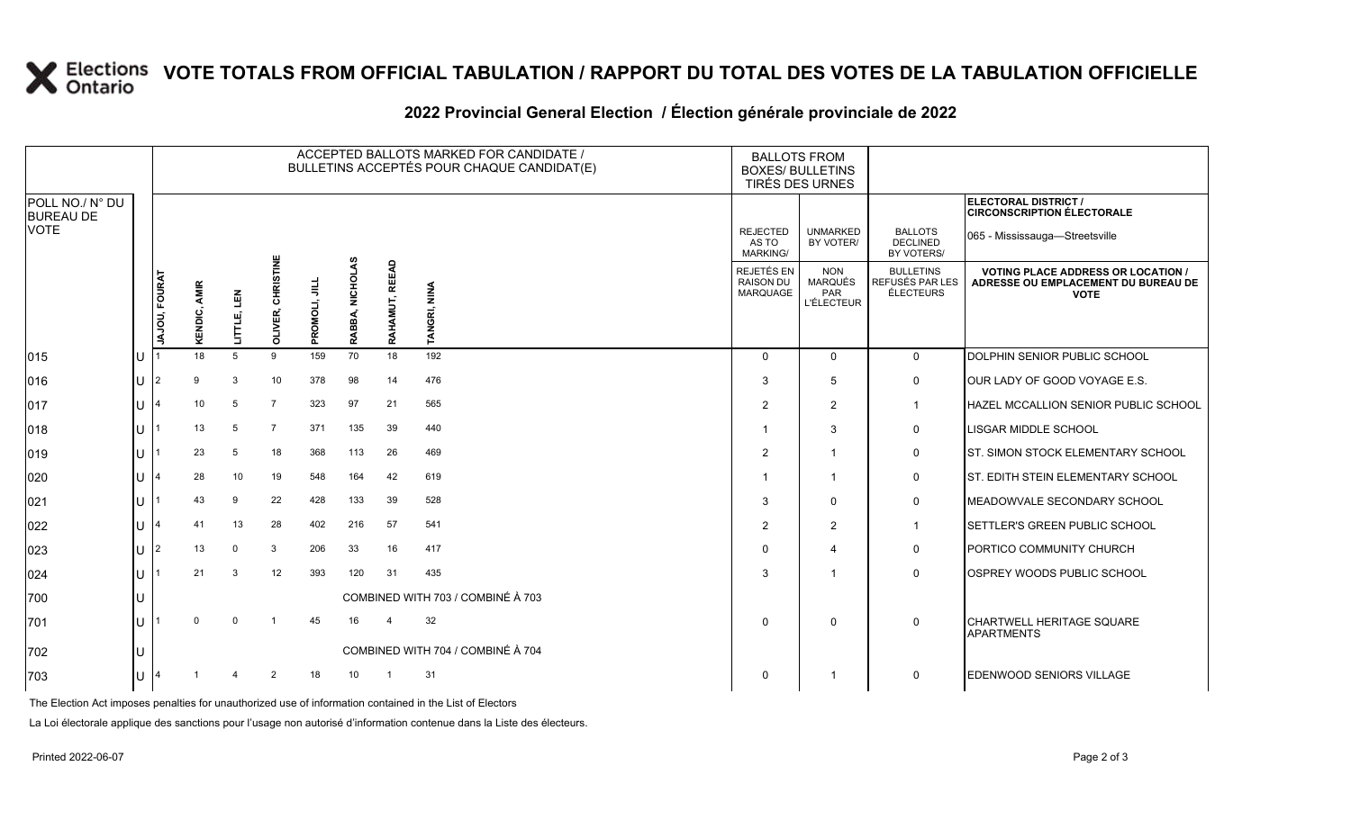# VOTE TOTALS FROM OFFICIAL TABULATION / RAPPORT DU TOTAL DES VOTES DE LA TABULATION OFFICIELLE

## 2022 Provincial General Election / Élection générale provinciale de 2022

ELECTORAL DISTRICT / CIRCONSCRIPTION ÉLECTORALE: 065 - Mississauga—Streetsville

| POLL NO./ N° DU BUREAU DE VOTE | | JAJOU, FOURAT | KENDIC, AMIR | LITTLE, LEN | OLIVER, CHRISTINE | PROMOLI, JILL | RABBA, NICHOLAS | RAHAMUT, REEAD | TANGRI, NINA | REJECTED AS TO MARKING/ REJETÉS EN RAISON DU MARQUAGE | UNMARKED BY VOTER/ NON MARQUÉS PAR L'ÉLECTEUR | BALLOTS DECLINED BY VOTERS/ BULLETINS REFUSÉS PAR LES ÉLECTEURS | VOTING PLACE ADDRESS OR LOCATION / ADRESSE OU EMPLACEMENT DU BUREAU DE VOTE |
|---|---|---|---|---|---|---|---|---|---|---|---|---|---|
| 015 | U | 1 | 18 | 5 | 9 | 159 | 70 | 18 | 192 | 0 | 0 | 0 | DOLPHIN SENIOR PUBLIC SCHOOL |
| 016 | U | 2 | 9 | 3 | 10 | 378 | 98 | 14 | 476 | 3 | 5 | 0 | OUR LADY OF GOOD VOYAGE E.S. |
| 017 | U | 4 | 10 | 5 | 7 | 323 | 97 | 21 | 565 | 2 | 2 | 1 | HAZEL MCCALLION SENIOR PUBLIC SCHOOL |
| 018 | U | 1 | 13 | 5 | 7 | 371 | 135 | 39 | 440 | 1 | 3 | 0 | LISGAR MIDDLE SCHOOL |
| 019 | U | 1 | 23 | 5 | 18 | 368 | 113 | 26 | 469 | 2 | 1 | 0 | ST. SIMON STOCK ELEMENTARY SCHOOL |
| 020 | U | 4 | 28 | 10 | 19 | 548 | 164 | 42 | 619 | 1 | 1 | 0 | ST. EDITH STEIN ELEMENTARY SCHOOL |
| 021 | U | 1 | 43 | 9 | 22 | 428 | 133 | 39 | 528 | 3 | 0 | 0 | MEADOWVALE SECONDARY SCHOOL |
| 022 | U | 4 | 41 | 13 | 28 | 402 | 216 | 57 | 541 | 2 | 2 | 1 | SETTLER'S GREEN PUBLIC SCHOOL |
| 023 | U | 2 | 13 | 0 | 3 | 206 | 33 | 16 | 417 | 0 | 4 | 0 | PORTICO COMMUNITY CHURCH |
| 024 | U | 1 | 21 | 3 | 12 | 393 | 120 | 31 | 435 | 3 | 1 | 0 | OSPREY WOODS PUBLIC SCHOOL |
| 700 | U | COMBINED WITH 703 / COMBINÉ À 703 | | | | | | | | | | | |
| 701 | U | 1 | 0 | 0 | 1 | 45 | 16 | 4 | 32 | 0 | 0 | 0 | CHARTWELL HERITAGE SQUARE APARTMENTS |
| 702 | U | COMBINED WITH 704 / COMBINÉ À 704 | | | | | | | | | | | |
| 703 | U | 4 | 1 | 4 | 2 | 18 | 10 | 1 | 31 | 0 | 1 | 0 | EDENWOOD SENIORS VILLAGE |

The Election Act imposes penalties for unauthorized use of information contained in the List of Electors

La Loi électorale applique des sanctions pour l'usage non autorisé d'information contenue dans la Liste des électeurs.

Printed 2022-06-07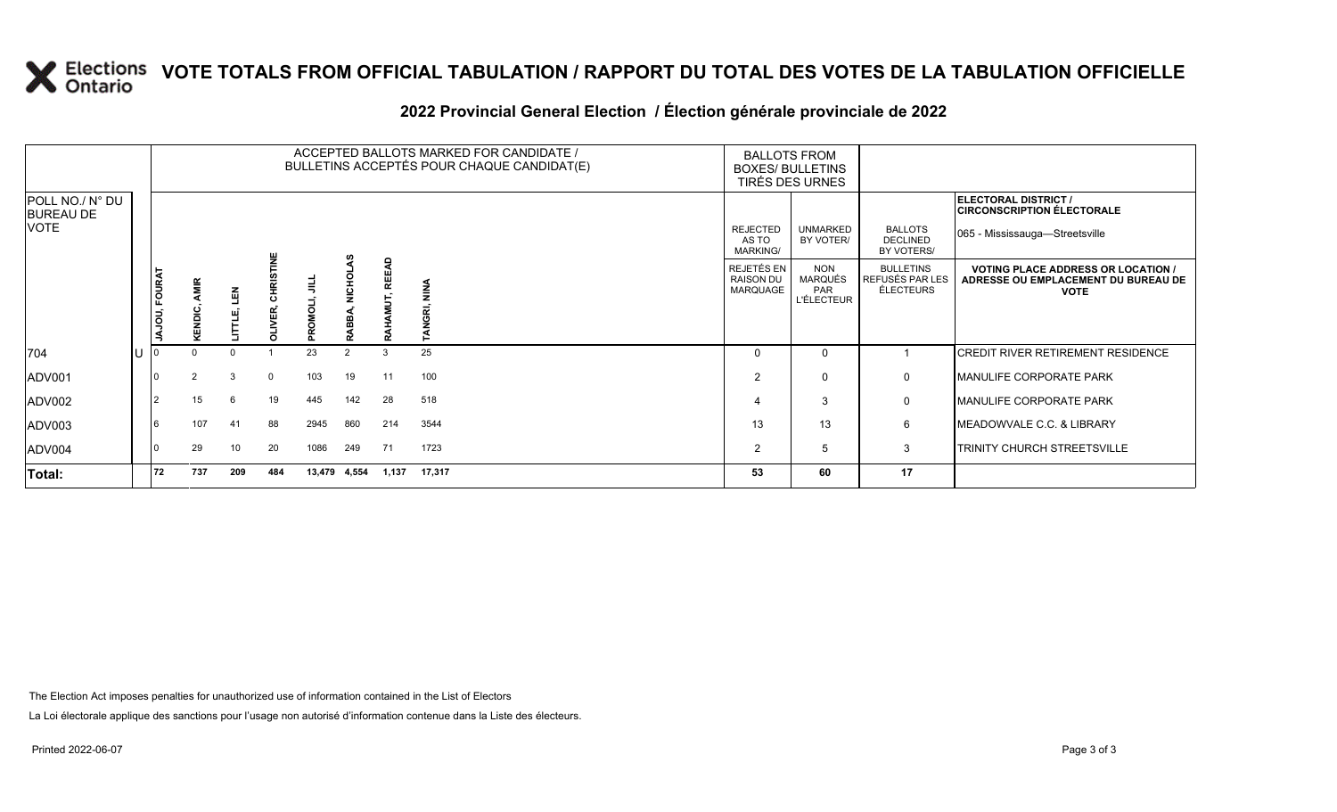# VOTE TOTALS FROM OFFICIAL TABULATION / RAPPORT DU TOTAL DES VOTES DE LA TABULATION OFFICIELLE

## 2022 Provincial General Election / Élection générale provinciale de 2022

| POLL NO./ N° DU BUREAU DE VOTE | | ACCEPTED BALLOTS MARKED FOR CANDIDATE / BULLETINS ACCEPTÉS POUR CHAQUE CANDIDAT(E) | | | | | | | | BALLOTS FROM BOXES/ BULLETINS TIRÉS DES URNES | | | ELECTORAL DISTRICT / CIRCONSCRIPTION ÉLECTORALE 065 - Mississauga—Streetsville |
|---|---|---|---|---|---|---|---|---|---|---|---|---|---|
| | | JAJOU, FOURAT | KENDIC, AMIR | LITTLE, LEN | OLIVER, CHRISTINE | PROMOLI, JILL | RABBA, NICHOLAS | RAHAMUT, REEAD | TANGRI, NINA | REJECTED AS TO MARKING/ REJETÉS EN RAISON DU MARQUAGE | UNMARKED BY VOTER/ NON MARQUÉS PAR L'ÉLECTEUR | BALLOTS DECLINED BY VOTERS/ BULLETINS REFUSÉS PAR LES ÉLECTEURS | VOTING PLACE ADDRESS OR LOCATION / ADRESSE OU EMPLACEMENT DU BUREAU DE VOTE |
| 704 | U | 0 | 0 | 0 | 1 | 23 | 2 | 3 | 25 | 0 | 0 | 1 | CREDIT RIVER RETIREMENT RESIDENCE |
| ADV001 | | 0 | 2 | 3 | 0 | 103 | 19 | 11 | 100 | 2 | 0 | 0 | MANULIFE CORPORATE PARK |
| ADV002 | | 2 | 15 | 6 | 19 | 445 | 142 | 28 | 518 | 4 | 3 | 0 | MANULIFE CORPORATE PARK |
| ADV003 | | 6 | 107 | 41 | 88 | 2945 | 860 | 214 | 3544 | 13 | 13 | 6 | MEADOWVALE C.C. & LIBRARY |
| ADV004 | | 0 | 29 | 10 | 20 | 1086 | 249 | 71 | 1723 | 2 | 5 | 3 | TRINITY CHURCH STREETSVILLE |
| **Total:** | | **72** | **737** | **209** | **484** | **13,479** | **4,554** | **1,137** | **17,317** | **53** | **60** | **17** | |

The Election Act imposes penalties for unauthorized use of information contained in the List of Electors

La Loi électorale applique des sanctions pour l'usage non autorisé d'information contenue dans la Liste des électeurs.

Printed 2022-06-07